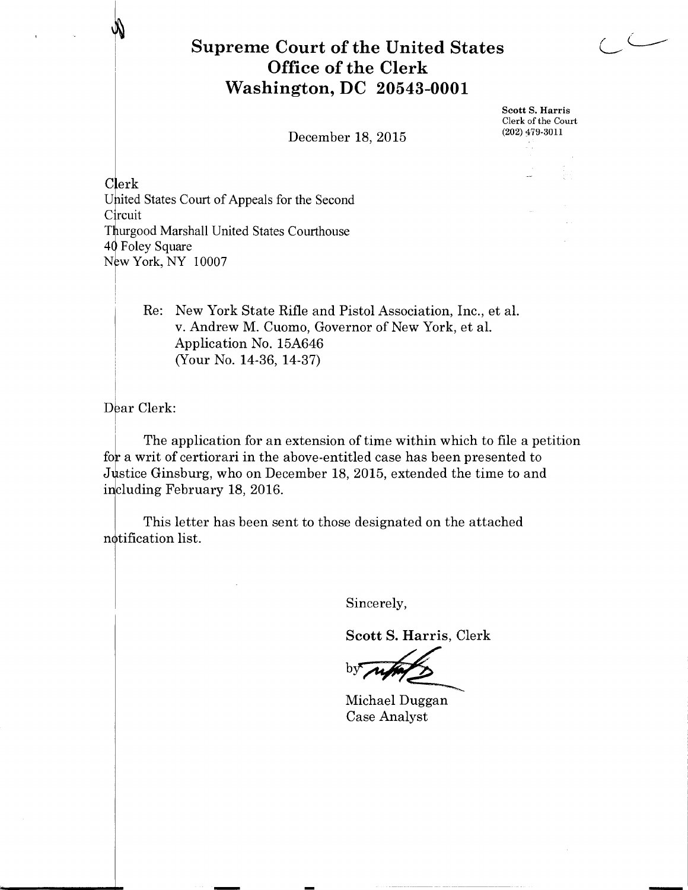# Supreme Court of the United States
# Office of the Clerk
# Washington, DC 20543-0001

**Scott S. Harris**
Clerk of the Court
(202) 479-3011

December 18, 2015

Clerk
United States Court of Appeals for the Second Circuit
Thurgood Marshall United States Courthouse
40 Foley Square
New York, NY 10007

Re: New York State Rifle and Pistol Association, Inc., et al.
v. Andrew M. Cuomo, Governor of New York, et al.
Application No. 15A646
(Your No. 14-36, 14-37)

Dear Clerk:

The application for an extension of time within which to file a petition for a writ of certiorari in the above-entitled case has been presented to Justice Ginsburg, who on December 18, 2015, extended the time to and including February 18, 2016.

This letter has been sent to those designated on the attached notification list.

Sincerely,

**Scott S. Harris**, Clerk

by

Michael Duggan
Case Analyst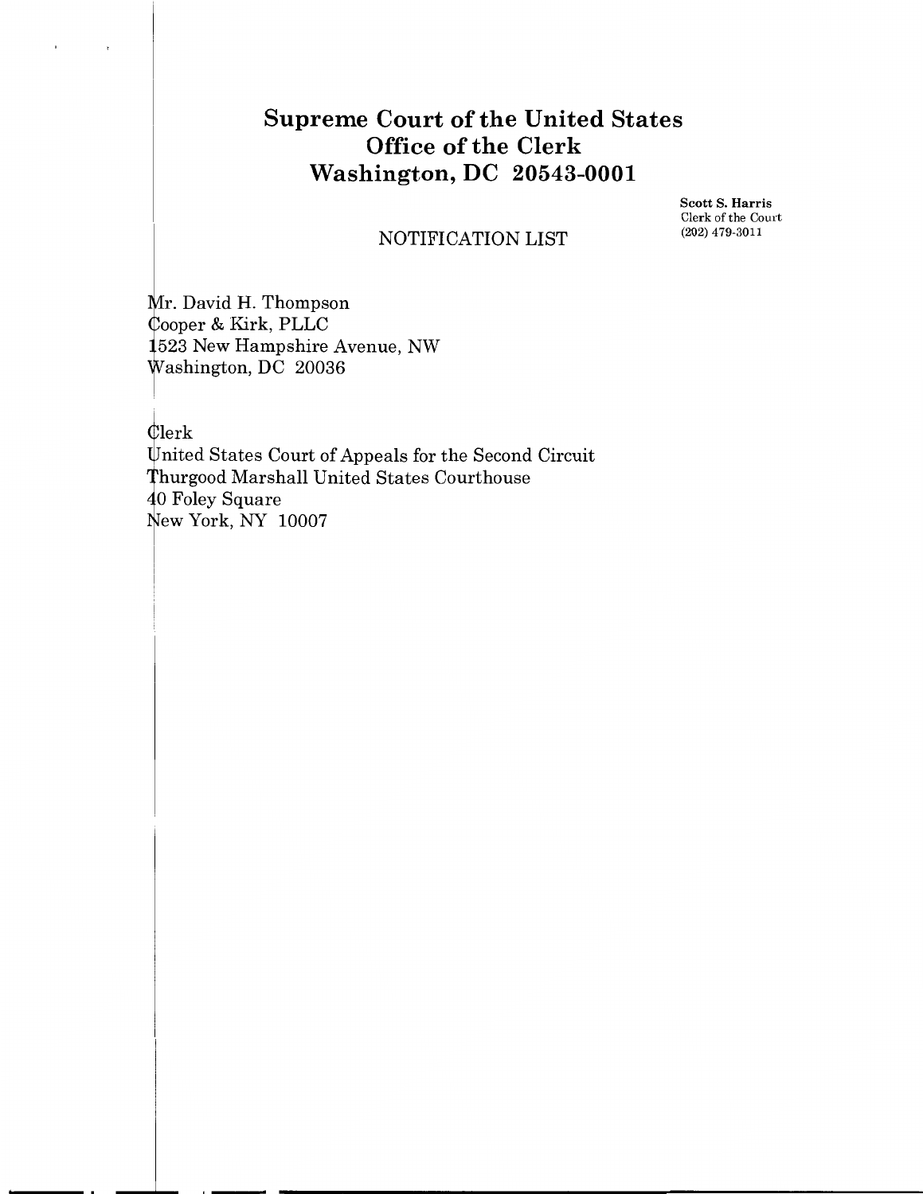# Supreme Court of the United States
## Office of the Clerk
## Washington, DC 20543-0001

**Scott S. Harris**
Clerk of the Court
(202) 479-3011

NOTIFICATION LIST

Mr. David H. Thompson
Cooper & Kirk, PLLC
1523 New Hampshire Avenue, NW
Washington, DC 20036

Clerk
United States Court of Appeals for the Second Circuit
Thurgood Marshall United States Courthouse
40 Foley Square
New York, NY 10007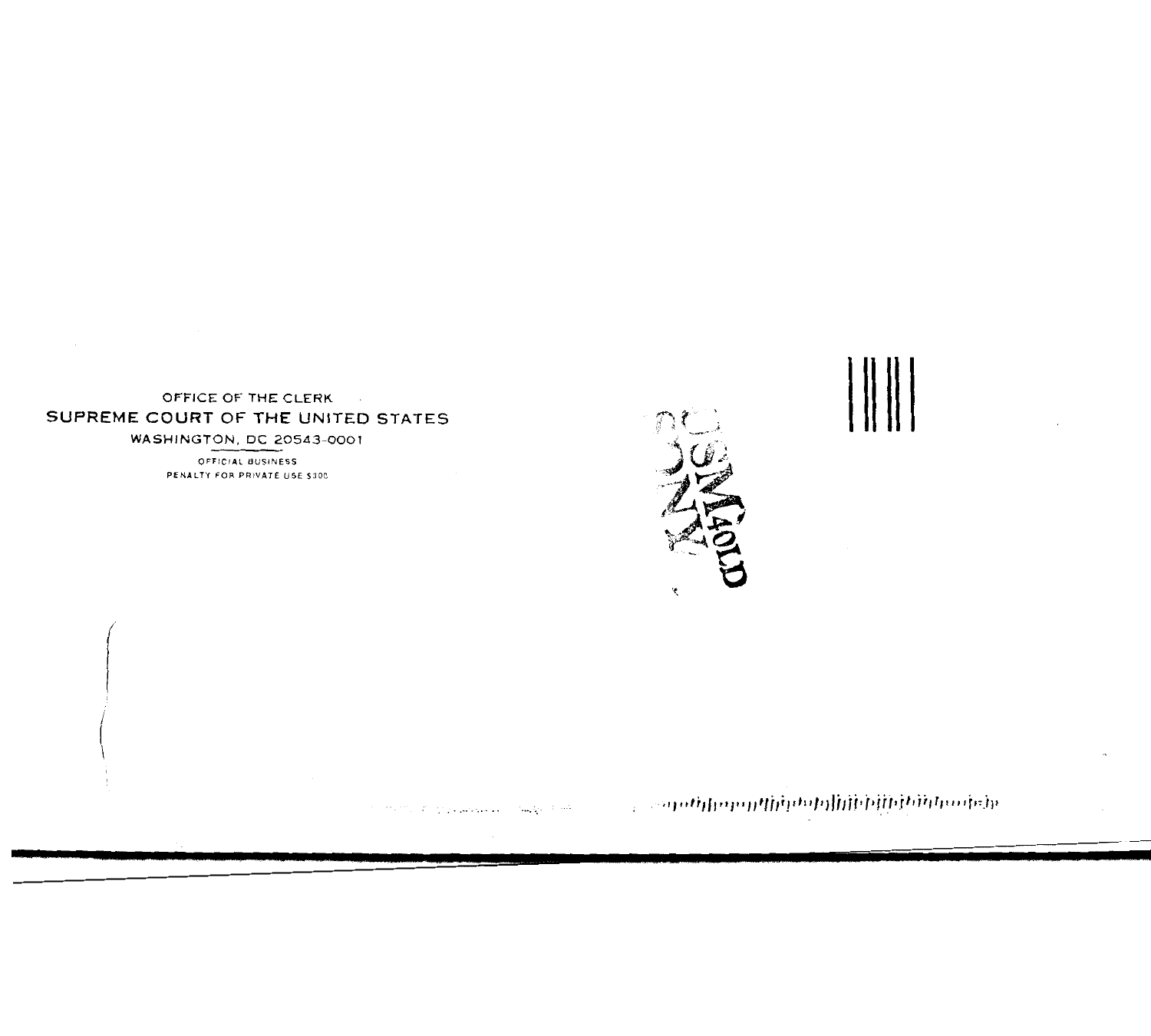OFFICE OF THE CLERK
SUPREME COURT OF THE UNITED STATES
WASHINGTON, DC 20543-0001

OFFICIAL BUSINESS
PENALTY FOR PRIVATE USE $300

USM
NY
40LD